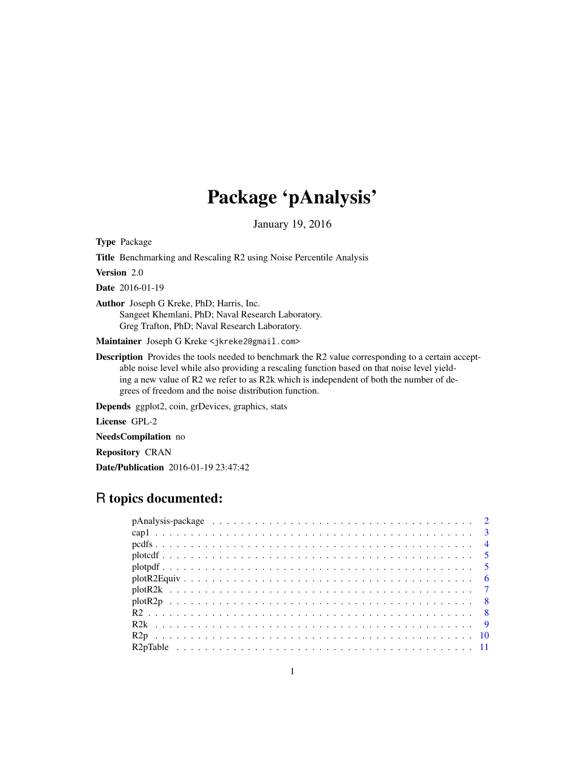# Package 'pAnalysis'

January 19, 2016

**Type** Package

**Title** Benchmarking and Rescaling R2 using Noise Percentile Analysis

**Version** 2.0

**Date** 2016-01-19

**Author** Joseph G Kreke, PhD; Harris, Inc.
Sangeet Khemlani, PhD; Naval Research Laboratory.
Greg Trafton, PhD; Naval Research Laboratory.

**Maintainer** Joseph G Kreke <jkreke2@gmail.com>

**Description** Provides the tools needed to benchmark the R2 value corresponding to a certain acceptable noise level while also providing a rescaling function based on that noise level yielding a new value of R2 we refer to as R2k which is independent of both the number of degrees of freedom and the noise distribution function.

**Depends** ggplot2, coin, grDevices, graphics, stats

**License** GPL-2

**NeedsCompilation** no

**Repository** CRAN

**Date/Publication** 2016-01-19 23:47:42

## R topics documented:

| | |
|---|---|
| pAnalysis-package | 2 |
| cap1 | 3 |
| pcdfs | 4 |
| plotcdf | 5 |
| plotpdf | 5 |
| plotR2Equiv | 6 |
| plotR2k | 7 |
| plotR2p | 8 |
| R2 | 8 |
| R2k | 9 |
| R2p | 10 |
| R2pTable | 11 |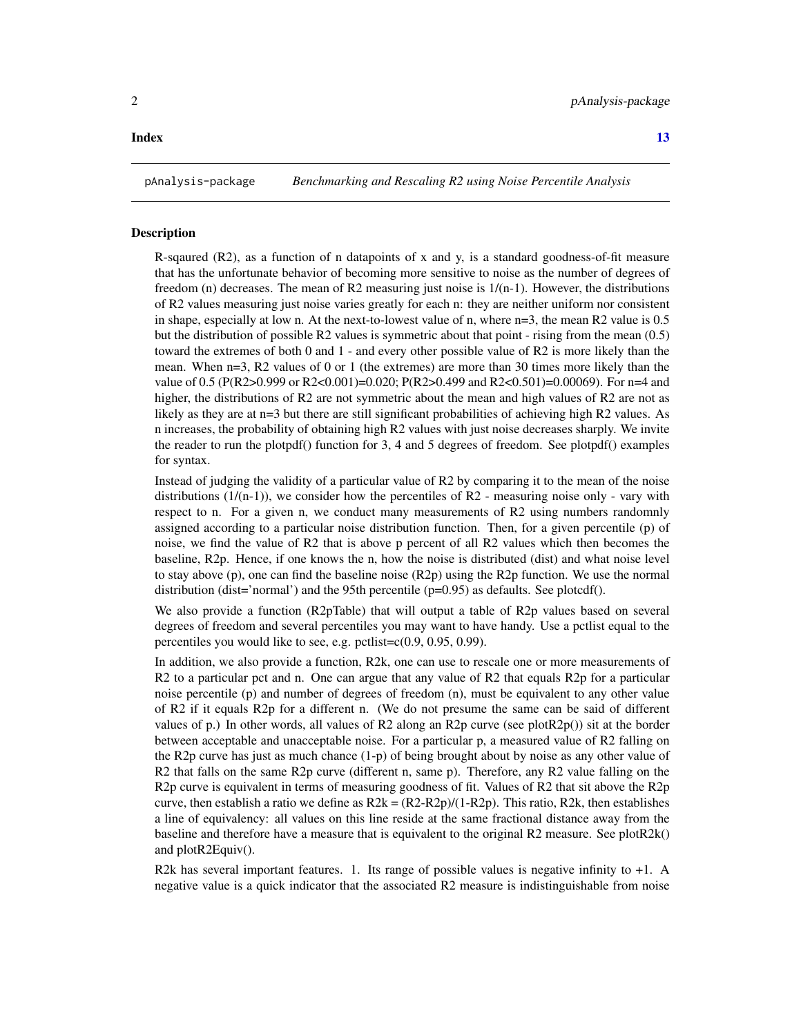**Index** 13

pAnalysis-package *Benchmarking and Rescaling R2 using Noise Percentile Analysis*

## Description

R-sqaured (R2), as a function of n datapoints of x and y, is a standard goodness-of-fit measure that has the unfortunate behavior of becoming more sensitive to noise as the number of degrees of freedom (n) decreases. The mean of R2 measuring just noise is 1/(n-1). However, the distributions of R2 values measuring just noise varies greatly for each n: they are neither uniform nor consistent in shape, especially at low n. At the next-to-lowest value of n, where n=3, the mean R2 value is 0.5 but the distribution of possible R2 values is symmetric about that point - rising from the mean (0.5) toward the extremes of both 0 and 1 - and every other possible value of R2 is more likely than the mean. When n=3, R2 values of 0 or 1 (the extremes) are more than 30 times more likely than the value of 0.5 (P(R2>0.999 or R2<0.001)=0.020; P(R2>0.499 and R2<0.501)=0.00069). For n=4 and higher, the distributions of R2 are not symmetric about the mean and high values of R2 are not as likely as they are at n=3 but there are still significant probabilities of achieving high R2 values. As n increases, the probability of obtaining high R2 values with just noise decreases sharply. We invite the reader to run the plotpdf() function for 3, 4 and 5 degrees of freedom. See plotpdf() examples for syntax.

Instead of judging the validity of a particular value of R2 by comparing it to the mean of the noise distributions (1/(n-1)), we consider how the percentiles of R2 - measuring noise only - vary with respect to n. For a given n, we conduct many measurements of R2 using numbers randomnly assigned according to a particular noise distribution function. Then, for a given percentile (p) of noise, we find the value of R2 that is above p percent of all R2 values which then becomes the baseline, R2p. Hence, if one knows the n, how the noise is distributed (dist) and what noise level to stay above (p), one can find the baseline noise (R2p) using the R2p function. We use the normal distribution (dist='normal') and the 95th percentile (p=0.95) as defaults. See plotcdf().

We also provide a function (R2pTable) that will output a table of R2p values based on several degrees of freedom and several percentiles you may want to have handy. Use a pctlist equal to the percentiles you would like to see, e.g. pctlist=c(0.9, 0.95, 0.99).

In addition, we also provide a function, R2k, one can use to rescale one or more measurements of R2 to a particular pct and n. One can argue that any value of R2 that equals R2p for a particular noise percentile (p) and number of degrees of freedom (n), must be equivalent to any other value of R2 if it equals R2p for a different n. (We do not presume the same can be said of different values of p.) In other words, all values of R2 along an R2p curve (see plotR2p()) sit at the border between acceptable and unacceptable noise. For a particular p, a measured value of R2 falling on the R2p curve has just as much chance (1-p) of being brought about by noise as any other value of R2 that falls on the same R2p curve (different n, same p). Therefore, any R2 value falling on the R2p curve is equivalent in terms of measuring goodness of fit. Values of R2 that sit above the R2p curve, then establish a ratio we define as R2k = (R2-R2p)/(1-R2p). This ratio, R2k, then establishes a line of equivalency: all values on this line reside at the same fractional distance away from the baseline and therefore have a measure that is equivalent to the original R2 measure. See plotR2k() and plotR2Equiv().

R2k has several important features. 1. Its range of possible values is negative infinity to +1. A negative value is a quick indicator that the associated R2 measure is indistinguishable from noise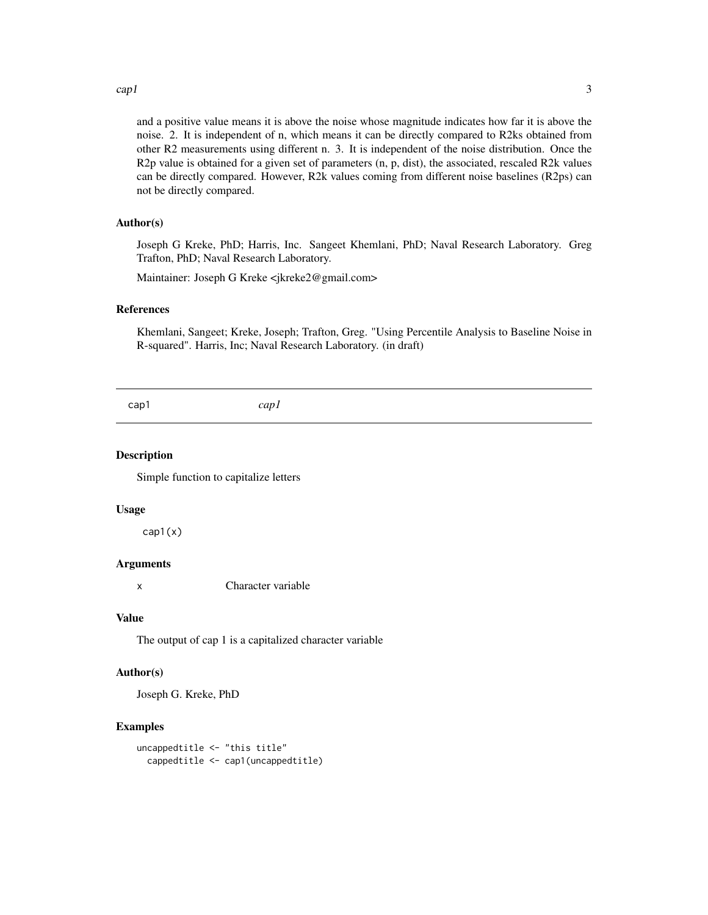and a positive value means it is above the noise whose magnitude indicates how far it is above the noise. 2. It is independent of n, which means it can be directly compared to R2ks obtained from other R2 measurements using different n. 3. It is independent of the noise distribution. Once the R2p value is obtained for a given set of parameters (n, p, dist), the associated, rescaled R2k values can be directly compared. However, R2k values coming from different noise baselines (R2ps) can not be directly compared.

### Author(s)

Joseph G Kreke, PhD; Harris, Inc. Sangeet Khemlani, PhD; Naval Research Laboratory. Greg Trafton, PhD; Naval Research Laboratory.

Maintainer: Joseph G Kreke <jkreke2@gmail.com>

### References

Khemlani, Sangeet; Kreke, Joseph; Trafton, Greg. "Using Percentile Analysis to Baseline Noise in R-squared". Harris, Inc; Naval Research Laboratory. (in draft)

---

## cap1 *cap1*

### Description

Simple function to capitalize letters

### Usage

```
cap1(x)
```

### Arguments

| | |
|---|---|
| x | Character variable |

### Value

The output of cap 1 is a capitalized character variable

### Author(s)

Joseph G. Kreke, PhD

### Examples

```
uncappedtitle <- "this title"
  cappedtitle <- cap1(uncappedtitle)
```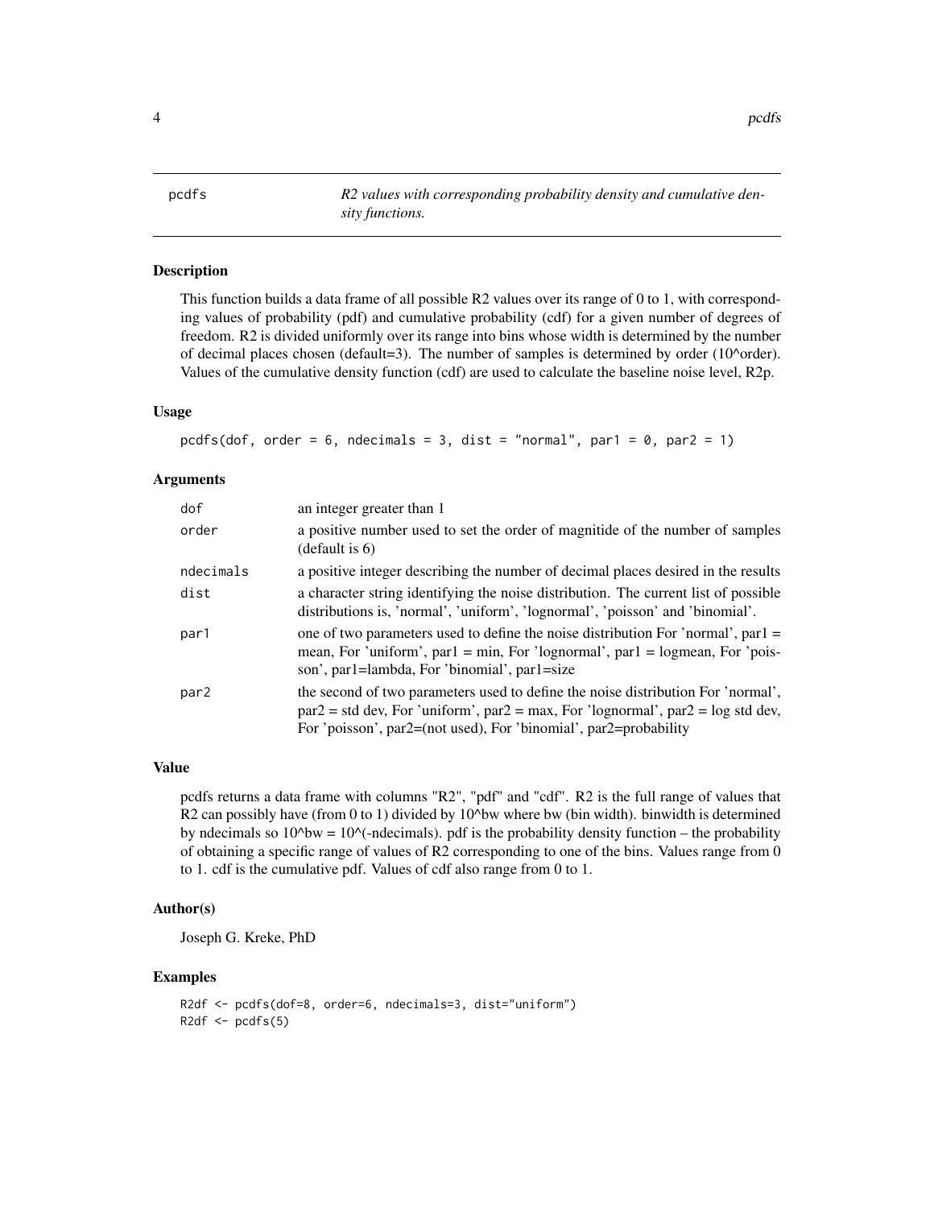pcdfs *R2 values with corresponding probability density and cumulative density functions.*

## Description

This function builds a data frame of all possible R2 values over its range of 0 to 1, with corresponding values of probability (pdf) and cumulative probability (cdf) for a given number of degrees of freedom. R2 is divided uniformly over its range into bins whose width is determined by the number of decimal places chosen (default=3). The number of samples is determined by order (10^order). Values of the cumulative density function (cdf) are used to calculate the baseline noise level, R2p.

## Usage

```
pcdfs(dof, order = 6, ndecimals = 3, dist = "normal", par1 = 0, par2 = 1)
```

## Arguments

| | |
|---|---|
| dof | an integer greater than 1 |
| order | a positive number used to set the order of magnitide of the number of samples (default is 6) |
| ndecimals | a positive integer describing the number of decimal places desired in the results |
| dist | a character string identifying the noise distribution. The current list of possible distributions is, 'normal', 'uniform', 'lognormal', 'poisson' and 'binomial'. |
| par1 | one of two parameters used to define the noise distribution For 'normal', par1 = mean, For 'uniform', par1 = min, For 'lognormal', par1 = logmean, For 'poisson', par1=lambda, For 'binomial', par1=size |
| par2 | the second of two parameters used to define the noise distribution For 'normal', par2 = std dev, For 'uniform', par2 = max, For 'lognormal', par2 = log std dev, For 'poisson', par2=(not used), For 'binomial', par2=probability |

## Value

pcdfs returns a data frame with columns "R2", "pdf" and "cdf". R2 is the full range of values that R2 can possibly have (from 0 to 1) divided by 10^bw where bw (bin width). binwidth is determined by ndecimals so 10^bw = 10^(-ndecimals). pdf is the probability density function – the probability of obtaining a specific range of values of R2 corresponding to one of the bins. Values range from 0 to 1. cdf is the cumulative pdf. Values of cdf also range from 0 to 1.

## Author(s)

Joseph G. Kreke, PhD

## Examples

```
R2df <- pcdfs(dof=8, order=6, ndecimals=3, dist="uniform")
R2df <- pcdfs(5)
```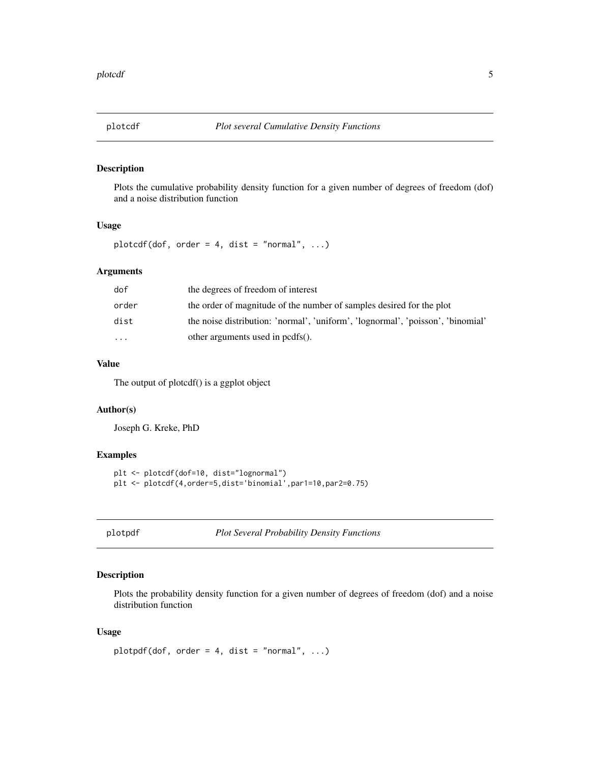## plotcdf *Plot several Cumulative Density Functions*

### Description

Plots the cumulative probability density function for a given number of degrees of freedom (dof) and a noise distribution function

### Usage

```
plotcdf(dof, order = 4, dist = "normal", ...)
```

### Arguments

| | |
|---|---|
| `dof` | the degrees of freedom of interest |
| `order` | the order of magnitude of the number of samples desired for the plot |
| `dist` | the noise distribution: 'normal', 'uniform', 'lognormal', 'poisson', 'binomial' |
| `...` | other arguments used in pcdfs(). |

### Value

The output of plotcdf() is a ggplot object

### Author(s)

Joseph G. Kreke, PhD

### Examples

```
plt <- plotcdf(dof=10, dist="lognormal")
plt <- plotcdf(4,order=5,dist='binomial',par1=10,par2=0.75)
```

## plotpdf *Plot Several Probability Density Functions*

### Description

Plots the probability density function for a given number of degrees of freedom (dof) and a noise distribution function

### Usage

```
plotpdf(dof, order = 4, dist = "normal", ...)
```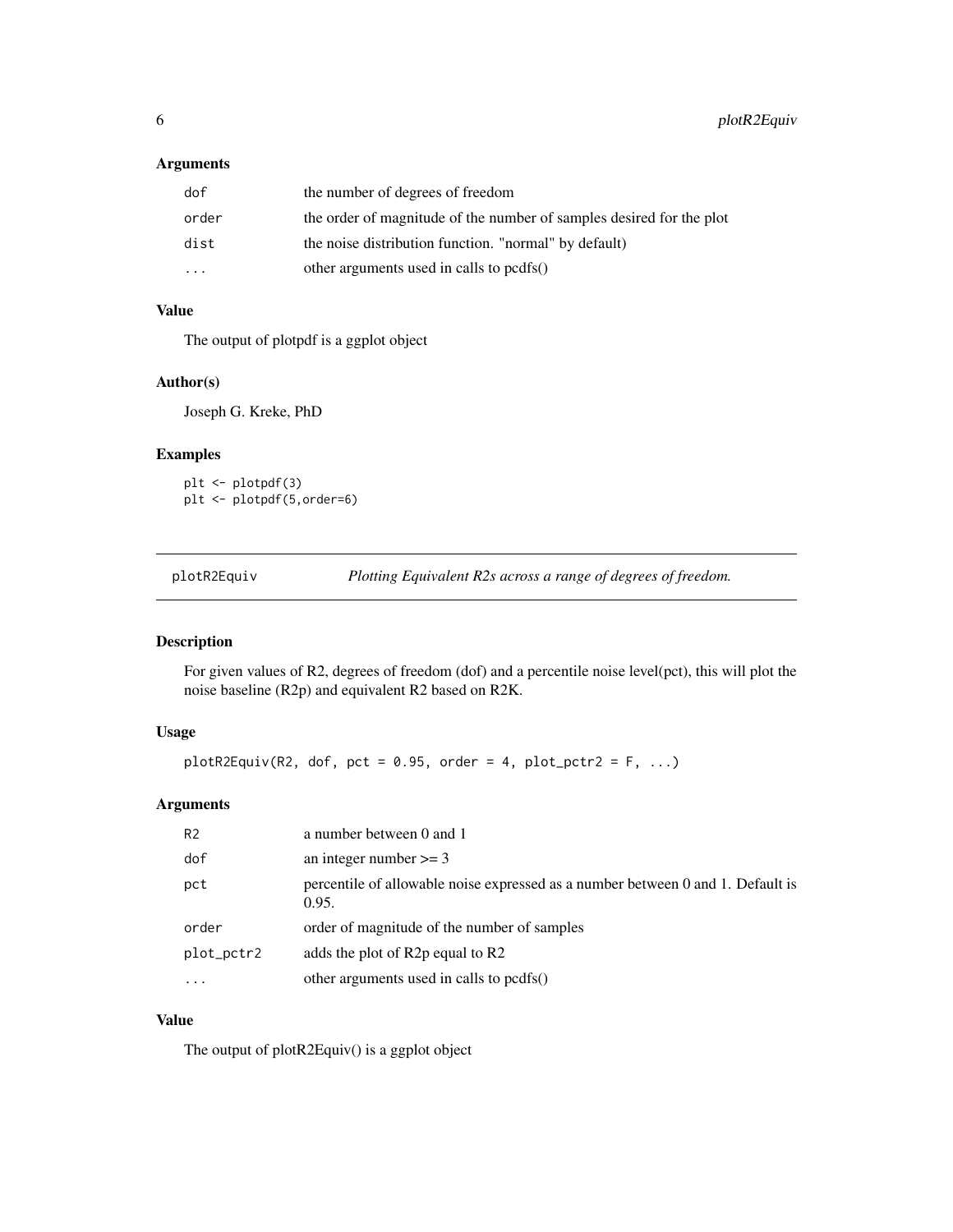### Arguments

| | |
|---|---|
| dof | the number of degrees of freedom |
| order | the order of magnitude of the number of samples desired for the plot |
| dist | the noise distribution function. "normal" by default) |
| ... | other arguments used in calls to pcdfs() |

### Value

The output of plotpdf is a ggplot object

### Author(s)

Joseph G. Kreke, PhD

### Examples

```
plt <- plotpdf(3)
plt <- plotpdf(5,order=6)
```

---

## plotR2Equiv — *Plotting Equivalent R2s across a range of degrees of freedom.*

### Description

For given values of R2, degrees of freedom (dof) and a percentile noise level(pct), this will plot the noise baseline (R2p) and equivalent R2 based on R2K.

### Usage

```
plotR2Equiv(R2, dof, pct = 0.95, order = 4, plot_pctr2 = F, ...)
```

### Arguments

| | |
|---|---|
| R2 | a number between 0 and 1 |
| dof | an integer number >= 3 |
| pct | percentile of allowable noise expressed as a number between 0 and 1. Default is 0.95. |
| order | order of magnitude of the number of samples |
| plot_pctr2 | adds the plot of R2p equal to R2 |
| ... | other arguments used in calls to pcdfs() |

### Value

The output of plotR2Equiv() is a ggplot object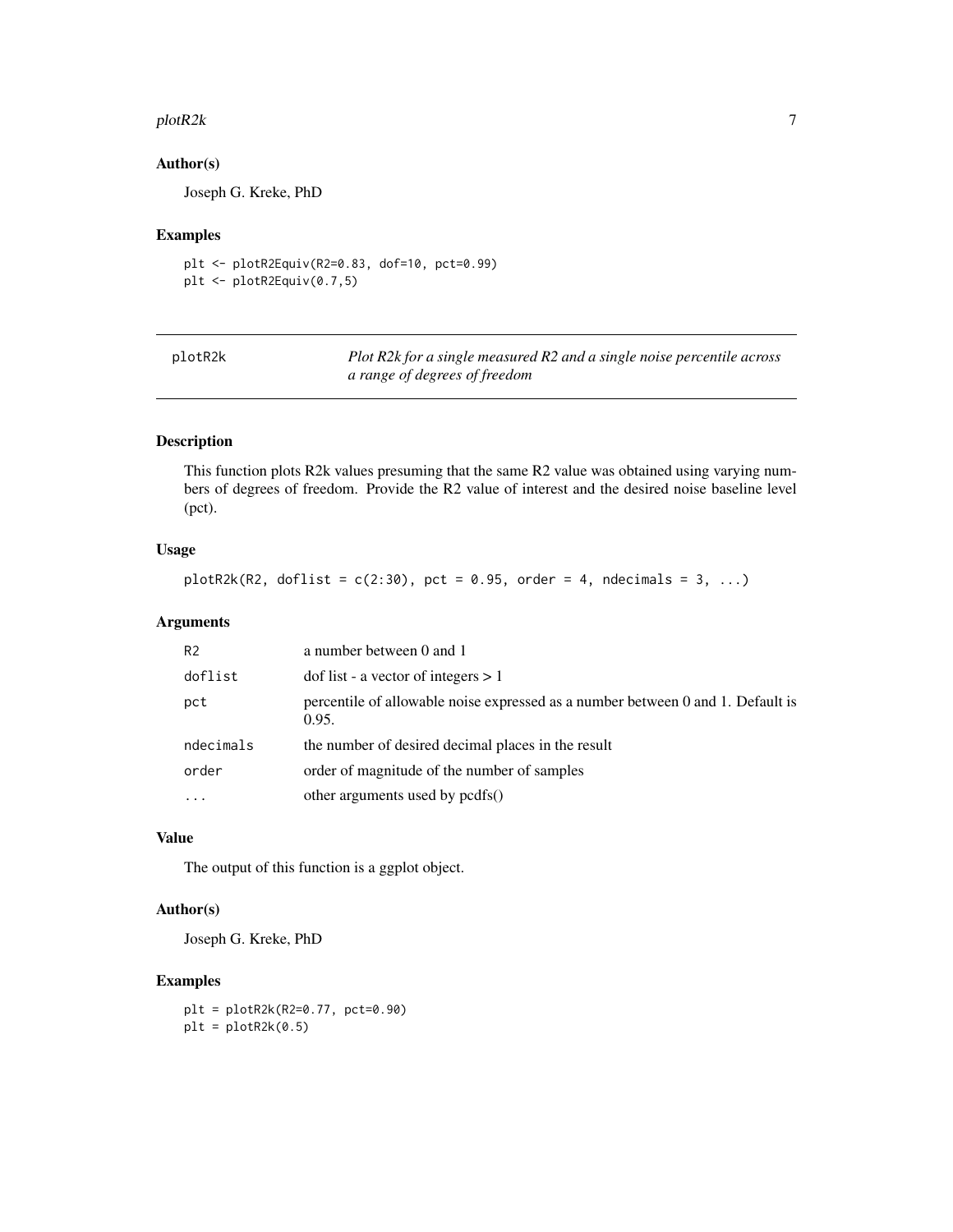### Author(s)

Joseph G. Kreke, PhD

### Examples

```
plt <- plotR2Equiv(R2=0.83, dof=10, pct=0.99)
plt <- plotR2Equiv(0.7,5)
```

---

## plotR2k — *Plot R2k for a single measured R2 and a single noise percentile across a range of degrees of freedom*

---

### Description

This function plots R2k values presuming that the same R2 value was obtained using varying numbers of degrees of freedom. Provide the R2 value of interest and the desired noise baseline level (pct).

### Usage

```
plotR2k(R2, doflist = c(2:30), pct = 0.95, order = 4, ndecimals = 3, ...)
```

### Arguments

| | |
|---|---|
| R2 | a number between 0 and 1 |
| doflist | dof list - a vector of integers > 1 |
| pct | percentile of allowable noise expressed as a number between 0 and 1. Default is 0.95. |
| ndecimals | the number of desired decimal places in the result |
| order | order of magnitude of the number of samples |
| ... | other arguments used by pcdfs() |

### Value

The output of this function is a ggplot object.

### Author(s)

Joseph G. Kreke, PhD

### Examples

```
plt = plotR2k(R2=0.77, pct=0.90)
plt = plotR2k(0.5)
```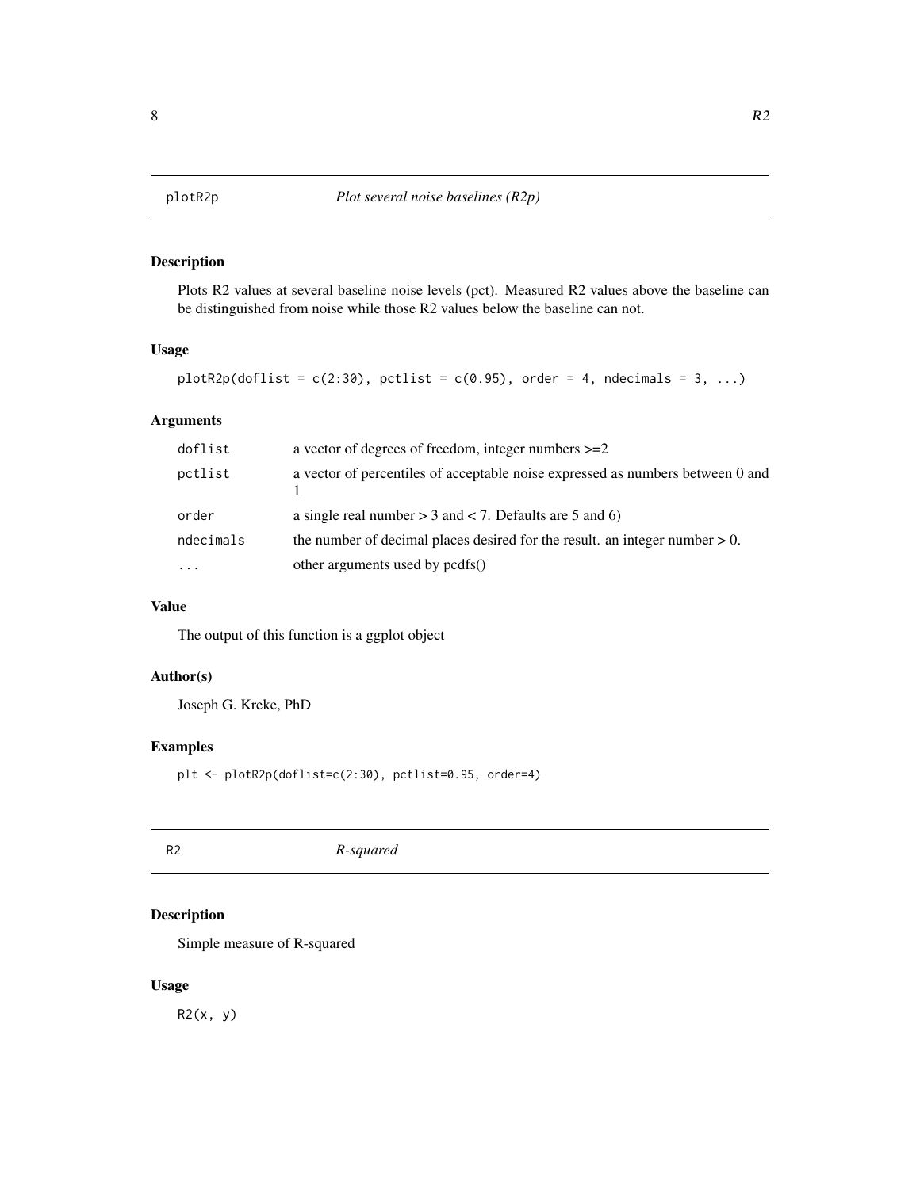## plotR2p — *Plot several noise baselines (R2p)*

### Description

Plots R2 values at several baseline noise levels (pct). Measured R2 values above the baseline can be distinguished from noise while those R2 values below the baseline can not.

### Usage

```
plotR2p(doflist = c(2:30), pctlist = c(0.95), order = 4, ndecimals = 3, ...)
```

### Arguments

| | |
|---|---|
| doflist | a vector of degrees of freedom, integer numbers >=2 |
| pctlist | a vector of percentiles of acceptable noise expressed as numbers between 0 and 1 |
| order | a single real number > 3 and < 7. Defaults are 5 and 6) |
| ndecimals | the number of decimal places desired for the result. an integer number > 0. |
| ... | other arguments used by pcdfs() |

### Value

The output of this function is a ggplot object

### Author(s)

Joseph G. Kreke, PhD

### Examples

```
plt <- plotR2p(doflist=c(2:30), pctlist=0.95, order=4)
```

## R2 — *R-squared*

### Description

Simple measure of R-squared

### Usage

```
R2(x, y)
```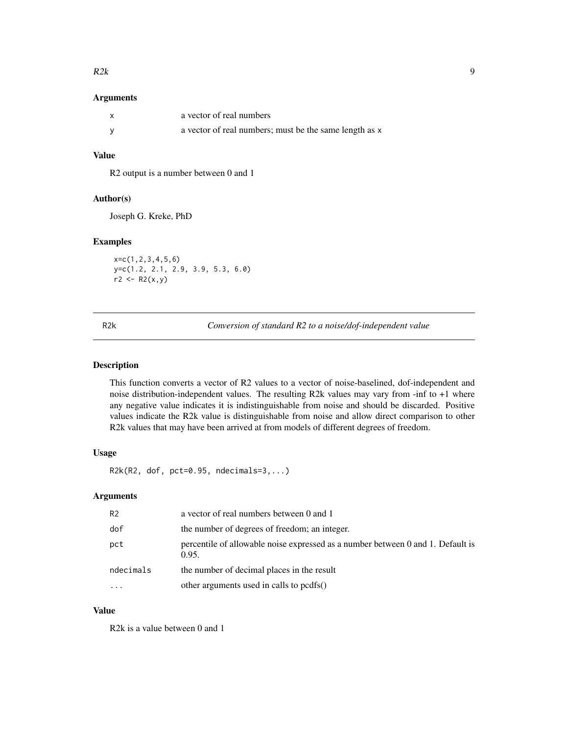### Arguments

| | |
|---|---|
| x | a vector of real numbers |
| y | a vector of real numbers; must be the same length as x |

### Value

R2 output is a number between 0 and 1

### Author(s)

Joseph G. Kreke, PhD

### Examples

```
x=c(1,2,3,4,5,6)
y=c(1.2, 2.1, 2.9, 3.9, 5.3, 6.0)
r2 <- R2(x,y)
```

---

## R2k — *Conversion of standard R2 to a noise/dof-independent value*

---

### Description

This function converts a vector of R2 values to a vector of noise-baselined, dof-independent and noise distribution-independent values. The resulting R2k values may vary from -inf to +1 where any negative value indicates it is indistinguishable from noise and should be discarded. Positive values indicate the R2k value is distinguishable from noise and allow direct comparison to other R2k values that may have been arrived at from models of different degrees of freedom.

### Usage

```
R2k(R2, dof, pct=0.95, ndecimals=3,...)
```

### Arguments

| | |
|---|---|
| R2 | a vector of real numbers between 0 and 1 |
| dof | the number of degrees of freedom; an integer. |
| pct | percentile of allowable noise expressed as a number between 0 and 1. Default is 0.95. |
| ndecimals | the number of decimal places in the result |
| ... | other arguments used in calls to pcdfs() |

### Value

R2k is a value between 0 and 1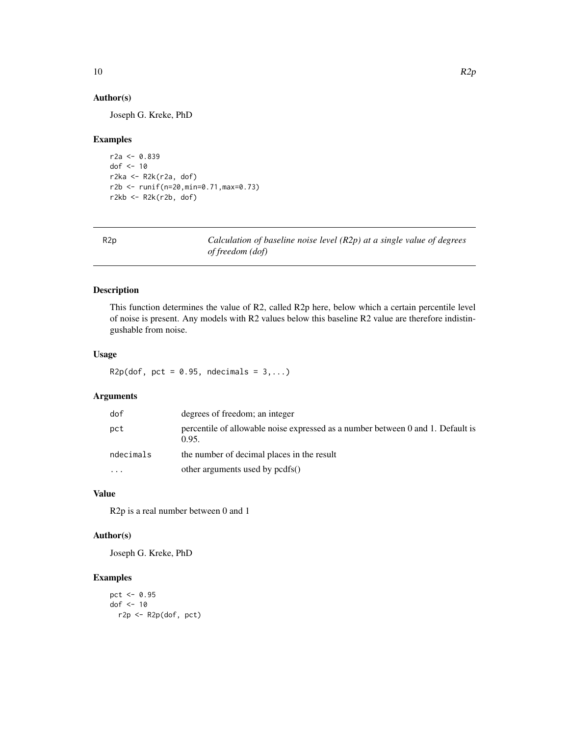### Author(s)

Joseph G. Kreke, PhD

### Examples

```
r2a <- 0.839
dof <- 10
r2ka <- R2k(r2a, dof)
r2b <- runif(n=20,min=0.71,max=0.73)
r2kb <- R2k(r2b, dof)
```

---

## R2p — *Calculation of baseline noise level (R2p) at a single value of degrees of freedom (dof)*

---

### Description

This function determines the value of R2, called R2p here, below which a certain percentile level of noise is present. Any models with R2 values below this baseline R2 value are therefore indistingushable from noise.

### Usage

```
R2p(dof, pct = 0.95, ndecimals = 3,...)
```

### Arguments

| | |
|---|---|
| dof | degrees of freedom; an integer |
| pct | percentile of allowable noise expressed as a number between 0 and 1. Default is 0.95. |
| ndecimals | the number of decimal places in the result |
| ... | other arguments used by pcdfs() |

### Value

R2p is a real number between 0 and 1

### Author(s)

Joseph G. Kreke, PhD

### Examples

```
pct <- 0.95
dof <- 10
  r2p <- R2p(dof, pct)
```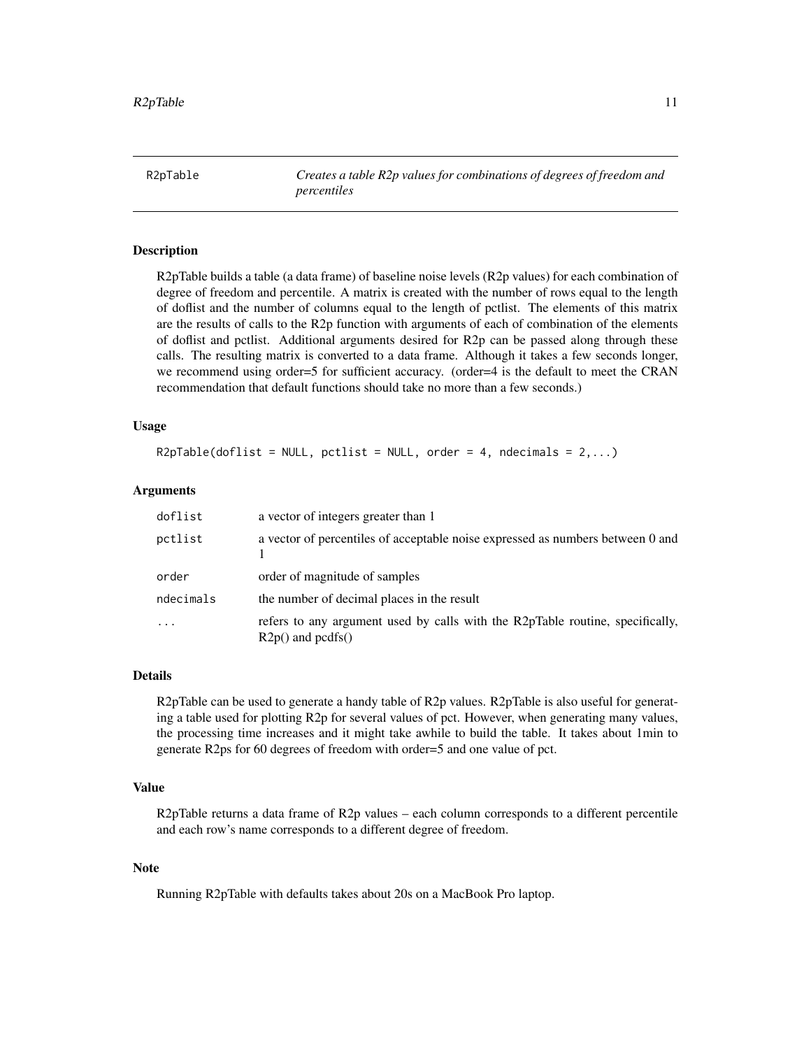# R2pTable *Creates a table R2p values for combinations of degrees of freedom and percentiles*

## Description

R2pTable builds a table (a data frame) of baseline noise levels (R2p values) for each combination of degree of freedom and percentile. A matrix is created with the number of rows equal to the length of doflist and the number of columns equal to the length of pctlist. The elements of this matrix are the results of calls to the R2p function with arguments of each of combination of the elements of doflist and pctlist. Additional arguments desired for R2p can be passed along through these calls. The resulting matrix is converted to a data frame. Although it takes a few seconds longer, we recommend using order=5 for sufficient accuracy. (order=4 is the default to meet the CRAN recommendation that default functions should take no more than a few seconds.)

## Usage

```
R2pTable(doflist = NULL, pctlist = NULL, order = 4, ndecimals = 2,...)
```

## Arguments

| | |
|---|---|
| doflist | a vector of integers greater than 1 |
| pctlist | a vector of percentiles of acceptable noise expressed as numbers between 0 and 1 |
| order | order of magnitude of samples |
| ndecimals | the number of decimal places in the result |
| ... | refers to any argument used by calls with the R2pTable routine, specifically, R2p() and pcdfs() |

## Details

R2pTable can be used to generate a handy table of R2p values. R2pTable is also useful for generating a table used for plotting R2p for several values of pct. However, when generating many values, the processing time increases and it might take awhile to build the table. It takes about 1min to generate R2ps for 60 degrees of freedom with order=5 and one value of pct.

## Value

R2pTable returns a data frame of R2p values – each column corresponds to a different percentile and each row's name corresponds to a different degree of freedom.

## Note

Running R2pTable with defaults takes about 20s on a MacBook Pro laptop.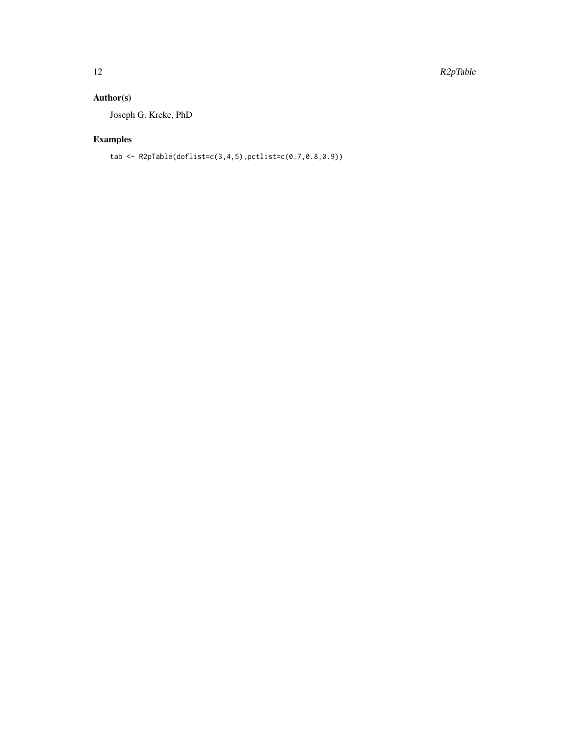## Author(s)

Joseph G. Kreke, PhD

## Examples

```
tab <- R2pTable(doflist=c(3,4,5),pctlist=c(0.7,0.8,0.9))
```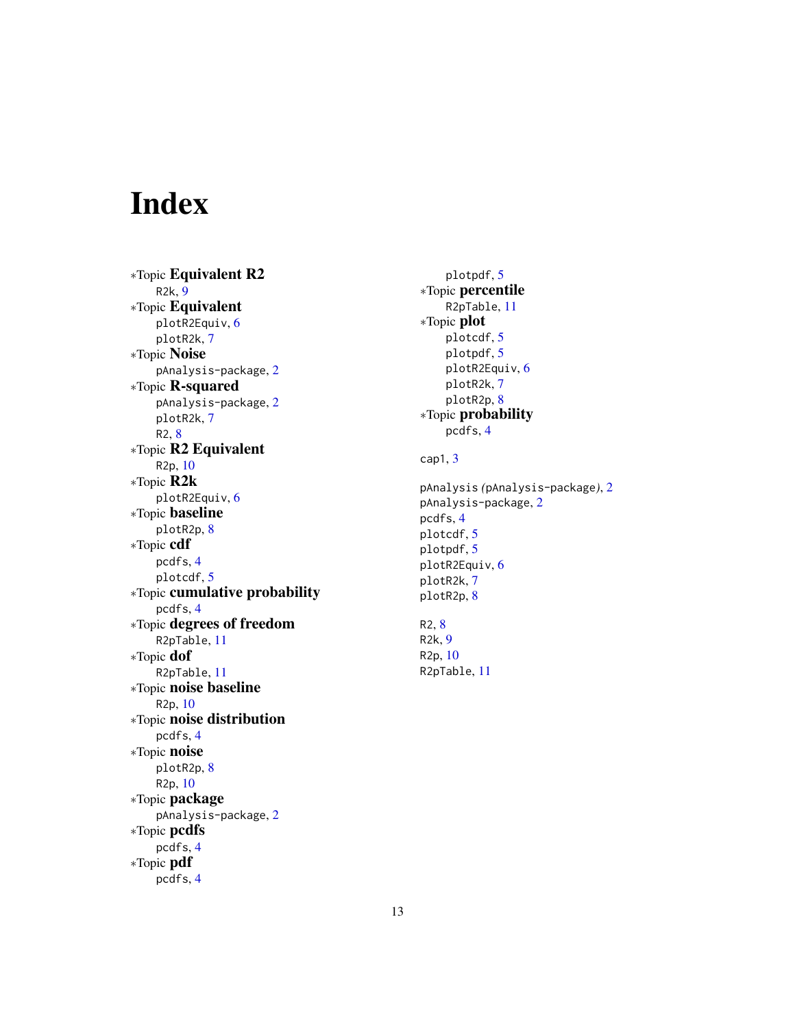# Index

∗Topic **Equivalent R2**
  R2k, 9
∗Topic **Equivalent**
  plotR2Equiv, 6
  plotR2k, 7
∗Topic **Noise**
  pAnalysis-package, 2
∗Topic **R-squared**
  pAnalysis-package, 2
  plotR2k, 7
  R2, 8
∗Topic **R2 Equivalent**
  R2p, 10
∗Topic **R2k**
  plotR2Equiv, 6
∗Topic **baseline**
  plotR2p, 8
∗Topic **cdf**
  pcdfs, 4
  plotcdf, 5
∗Topic **cumulative probability**
  pcdfs, 4
∗Topic **degrees of freedom**
  R2pTable, 11
∗Topic **dof**
  R2pTable, 11
∗Topic **noise baseline**
  R2p, 10
∗Topic **noise distribution**
  pcdfs, 4
∗Topic **noise**
  plotR2p, 8
  R2p, 10
∗Topic **package**
  pAnalysis-package, 2
∗Topic **pcdfs**
  pcdfs, 4
∗Topic **pdf**
  pcdfs, 4
  plotpdf, 5
∗Topic **percentile**
  R2pTable, 11
∗Topic **plot**
  plotcdf, 5
  plotpdf, 5
  plotR2Equiv, 6
  plotR2k, 7
  plotR2p, 8
∗Topic **probability**
  pcdfs, 4

cap1, 3

pAnalysis *(*pAnalysis-package*)*, 2
pAnalysis-package, 2
pcdfs, 4
plotcdf, 5
plotpdf, 5
plotR2Equiv, 6
plotR2k, 7
plotR2p, 8

R2, 8
R2k, 9
R2p, 10
R2pTable, 11